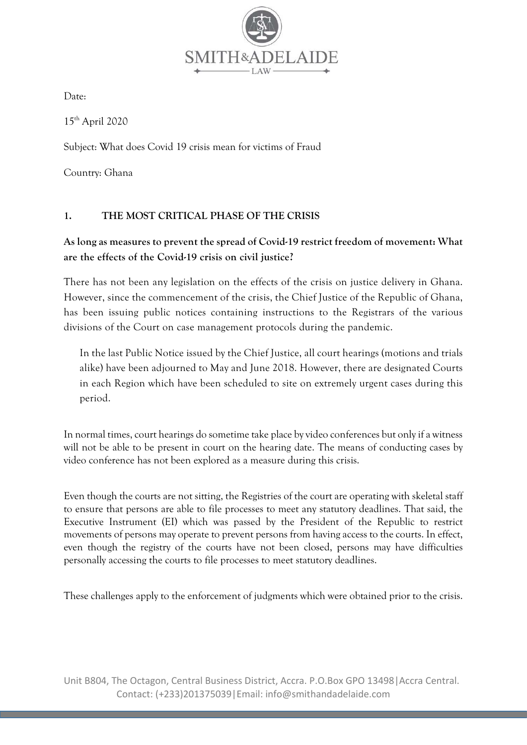Date:

15th April 2020

Subject: What does Covid 19 crisis mean for victims of Fraud

Country: Ghana

## 1. THE MOST CRITICAL PHASE OF THE CRISIS

**As long as measures to prevent the spread of Covid-19 restrict freedom of movement: What are the effects of the Covid-19 crisis on civil justice?**

There has not been any legislation on the effects of the crisis on justice delivery in Ghana. However, since the commencement of the crisis, the Chief Justice of the Republic of Ghana, has been issuing public notices containing instructions to the Registrars of the various divisions of the Court on case management protocols during the pandemic.

> In the last Public Notice issued by the Chief Justice, all court hearings (motions and trials alike) have been adjourned to May and June 2018. However, there are designated Courts in each Region which have been scheduled to site on extremely urgent cases during this period.

In normal times, court hearings do sometime take place by video conferences but only if a witness will not be able to be present in court on the hearing date. The means of conducting cases by video conference has not been explored as a measure during this crisis.

Even though the courts are not sitting, the Registries of the court are operating with skeletal staff to ensure that persons are able to file processes to meet any statutory deadlines. That said, the Executive Instrument (EI) which was passed by the President of the Republic to restrict movements of persons may operate to prevent persons from having access to the courts. In effect, even though the registry of the courts have not been closed, persons may have difficulties personally accessing the courts to file processes to meet statutory deadlines.

These challenges apply to the enforcement of judgments which were obtained prior to the crisis.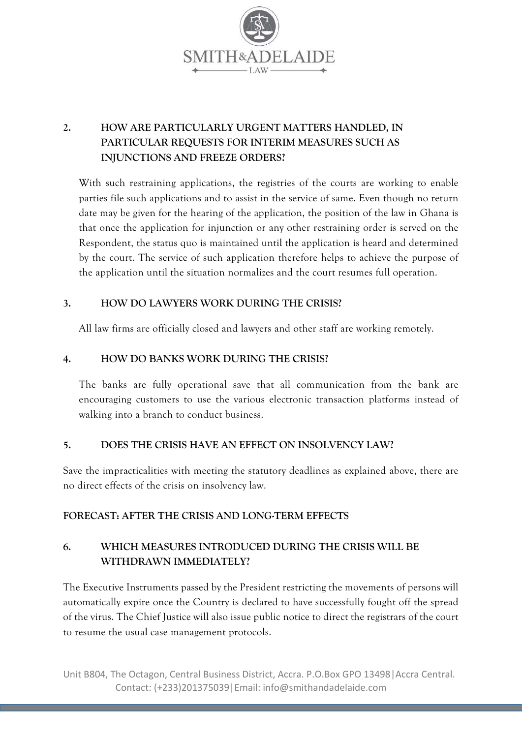## 2. HOW ARE PARTICULARLY URGENT MATTERS HANDLED, IN PARTICULAR REQUESTS FOR INTERIM MEASURES SUCH AS INJUNCTIONS AND FREEZE ORDERS?

With such restraining applications, the registries of the courts are working to enable parties file such applications and to assist in the service of same. Even though no return date may be given for the hearing of the application, the position of the law in Ghana is that once the application for injunction or any other restraining order is served on the Respondent, the status quo is maintained until the application is heard and determined by the court. The service of such application therefore helps to achieve the purpose of the application until the situation normalizes and the court resumes full operation.

## 3. HOW DO LAWYERS WORK DURING THE CRISIS?

All law firms are officially closed and lawyers and other staff are working remotely.

## 4. HOW DO BANKS WORK DURING THE CRISIS?

The banks are fully operational save that all communication from the bank are encouraging customers to use the various electronic transaction platforms instead of walking into a branch to conduct business.

## 5. DOES THE CRISIS HAVE AN EFFECT ON INSOLVENCY LAW?

Save the impracticalities with meeting the statutory deadlines as explained above, there are no direct effects of the crisis on insolvency law.

## FORECAST: AFTER THE CRISIS AND LONG-TERM EFFECTS

## 6. WHICH MEASURES INTRODUCED DURING THE CRISIS WILL BE WITHDRAWN IMMEDIATELY?

The Executive Instruments passed by the President restricting the movements of persons will automatically expire once the Country is declared to have successfully fought off the spread of the virus. The Chief Justice will also issue public notice to direct the registrars of the court to resume the usual case management protocols.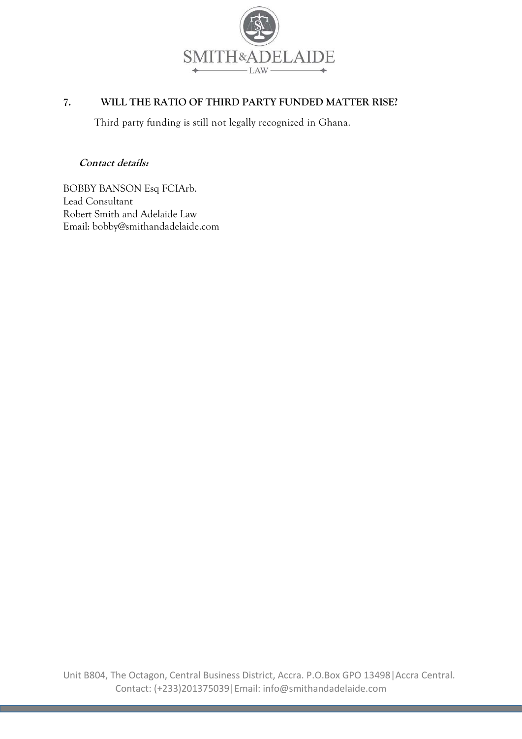## 7. WILL THE RATIO OF THIRD PARTY FUNDED MATTER RISE?

Third party funding is still not legally recognized in Ghana.

***Contact details:***

BOBBY BANSON Esq FCIArb.
Lead Consultant
Robert Smith and Adelaide Law
Email: bobby@smithandadelaide.com